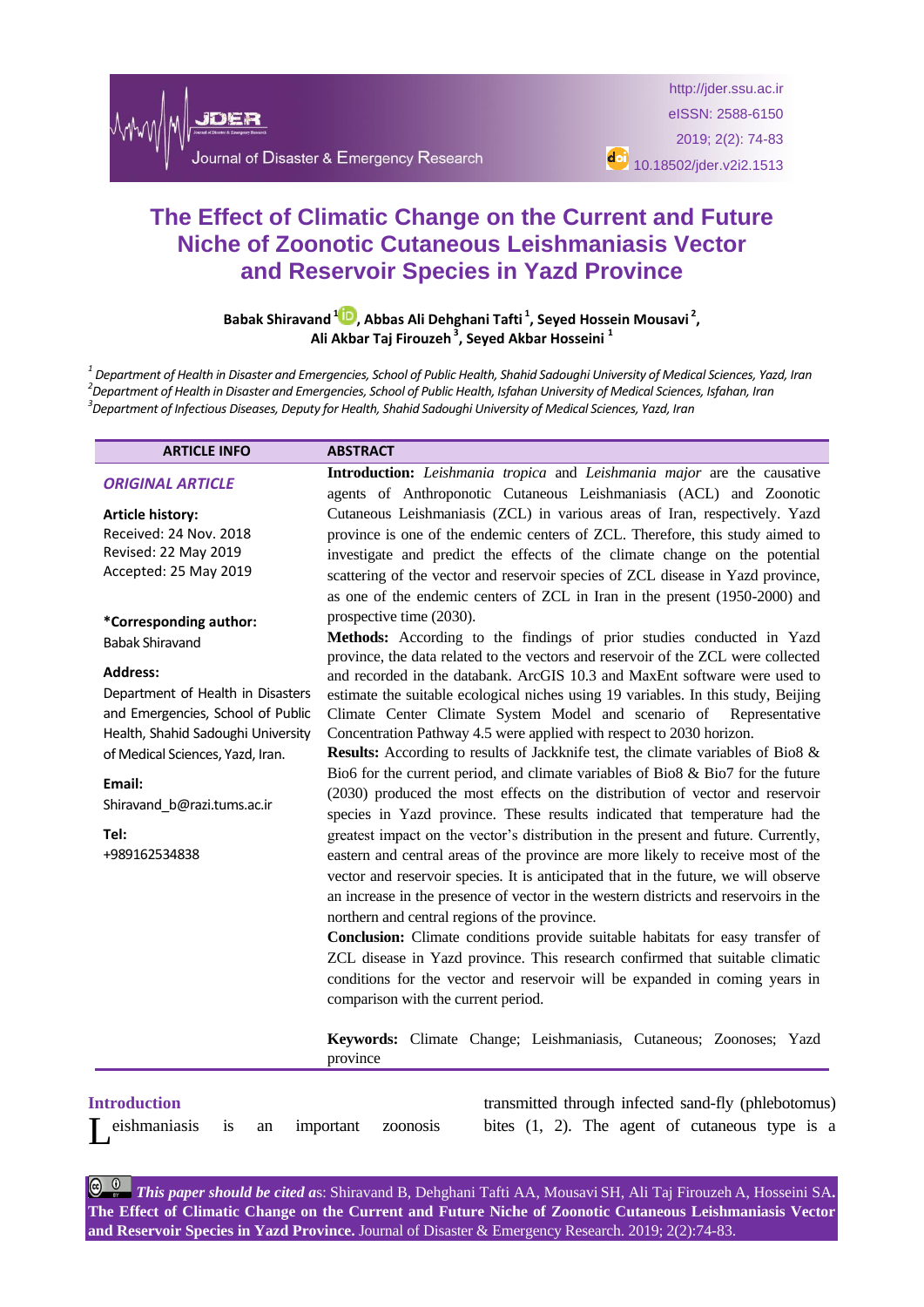# The Effect of Climatic Change on the Current and Future Niche of Zoonotic Cutaneous Leishmaniasis Vector and Reservoir Species in Yazd Province

**Babak Shiravand [1], Abbas Ali Dehghani Tafti [1], Seyed Hossein Mousavi [2], Ali Akbar Taj Firouzeh [3], Seyed Akbar Hosseini [1]**

*[1] Department of Health in Disaster and Emergencies, School of Public Health, Shahid Sadoughi University of Medical Sciences, Yazd, Iran*
*[2] Department of Health in Disaster and Emergencies, School of Public Health, Isfahan University of Medical Sciences, Isfahan, Iran*
*[3] Department of Infectious Diseases, Deputy for Health, Shahid Sadoughi University of Medical Sciences, Yazd, Iran*

## ARTICLE INFO

***ORIGINAL ARTICLE***

**Article history:**
Received: 24 Nov. 2018
Revised: 22 May 2019
Accepted: 25 May 2019

***Corresponding author:**
Babak Shiravand

**Address:**
Department of Health in Disasters and Emergencies, School of Public Health, Shahid Sadoughi University of Medical Sciences, Yazd, Iran.

**Email:**
Shiravand_b@razi.tums.ac.ir

**Tel:**
+989162534838

## ABSTRACT

**Introduction:** *Leishmania tropica* and *Leishmania major* are the causative agents of Anthroponotic Cutaneous Leishmaniasis (ACL) and Zoonotic Cutaneous Leishmaniasis (ZCL) in various areas of Iran, respectively. Yazd province is one of the endemic centers of ZCL. Therefore, this study aimed to investigate and predict the effects of the climate change on the potential scattering of the vector and reservoir species of ZCL disease in Yazd province, as one of the endemic centers of ZCL in Iran in the present (1950-2000) and prospective time (2030).

**Methods:** According to the findings of prior studies conducted in Yazd province, the data related to the vectors and reservoir of the ZCL were collected and recorded in the databank. ArcGIS 10.3 and MaxEnt software were used to estimate the suitable ecological niches using 19 variables. In this study, Beijing Climate Center Climate System Model and scenario of Representative Concentration Pathway 4.5 were applied with respect to 2030 horizon.

**Results:** According to results of Jackknife test, the climate variables of Bio8 & Bio6 for the current period, and climate variables of Bio8 & Bio7 for the future (2030) produced the most effects on the distribution of vector and reservoir species in Yazd province. These results indicated that temperature had the greatest impact on the vector's distribution in the present and future. Currently, eastern and central areas of the province are more likely to receive most of the vector and reservoir species. It is anticipated that in the future, we will observe an increase in the presence of vector in the western districts and reservoirs in the northern and central regions of the province.

**Conclusion:** Climate conditions provide suitable habitats for easy transfer of ZCL disease in Yazd province. This research confirmed that suitable climatic conditions for the vector and reservoir will be expanded in coming years in comparison with the current period.

**Keywords:** Climate Change; Leishmaniasis, Cutaneous; Zoonoses; Yazd province

## Introduction

Leishmaniasis is an important zoonosis transmitted through infected sand-fly (phlebotomus) bites (1, 2). The agent of cutaneous type is a

***This paper should be cited as***: Shiravand B, Dehghani Tafti AA, Mousavi SH, Ali Taj Firouzeh A, Hosseini SA. **The Effect of Climatic Change on the Current and Future Niche of Zoonotic Cutaneous Leishmaniasis Vector and Reservoir Species in Yazd Province.** Journal of Disaster & Emergency Research. 2019; 2(2):74-83.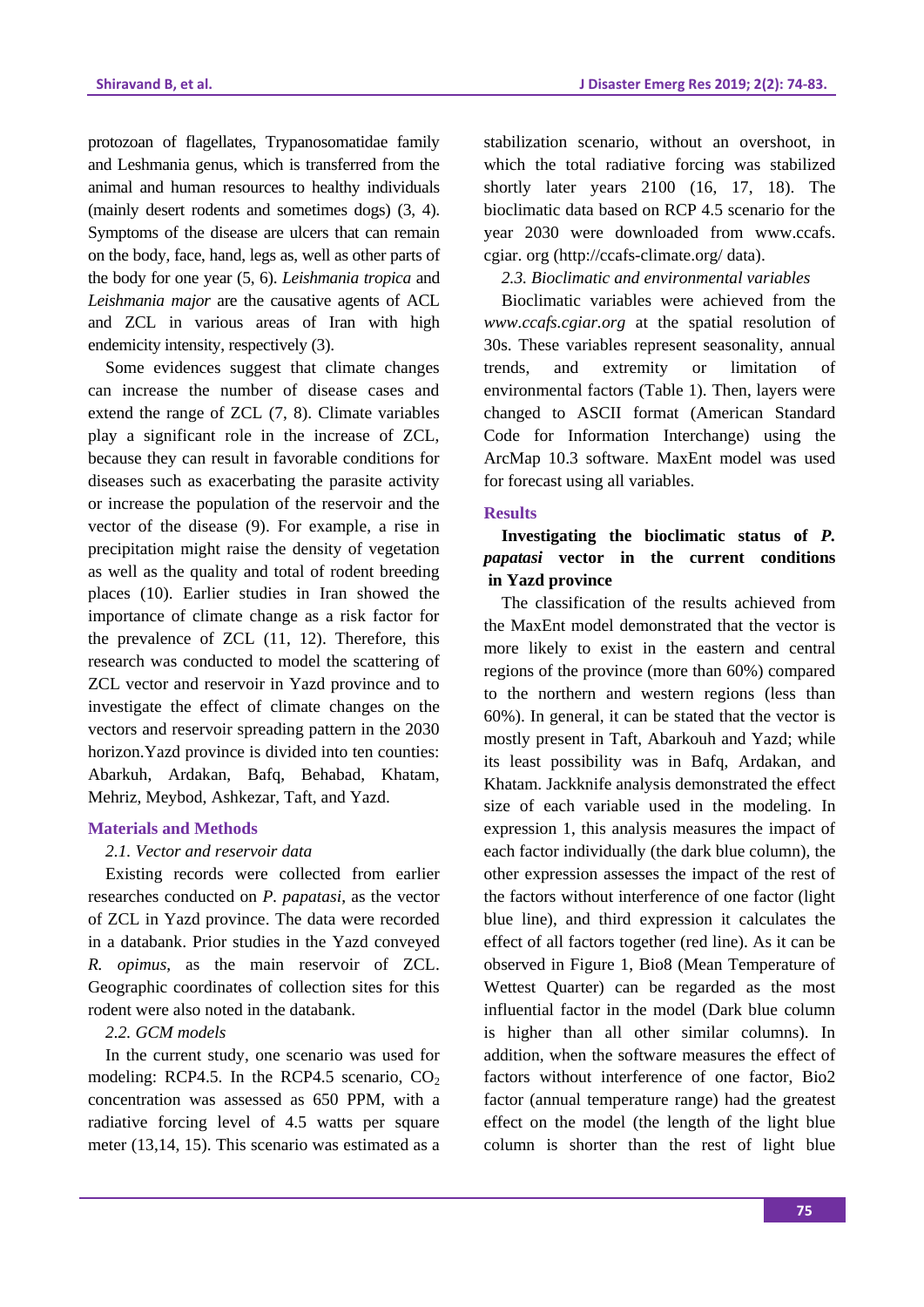protozoan of flagellates, Trypanosomatidae family and Leshmania genus, which is transferred from the animal and human resources to healthy individuals (mainly desert rodents and sometimes dogs) (3, 4). Symptoms of the disease are ulcers that can remain on the body, face, hand, legs as, well as other parts of the body for one year (5, 6). *Leishmania tropica* and *Leishmania major* are the causative agents of ACL and ZCL in various areas of Iran with high endemicity intensity, respectively (3).

Some evidences suggest that climate changes can increase the number of disease cases and extend the range of ZCL (7, 8). Climate variables play a significant role in the increase of ZCL, because they can result in favorable conditions for diseases such as exacerbating the parasite activity or increase the population of the reservoir and the vector of the disease (9). For example, a rise in precipitation might raise the density of vegetation as well as the quality and total of rodent breeding places (10). Earlier studies in Iran showed the importance of climate change as a risk factor for the prevalence of ZCL (11, 12). Therefore, this research was conducted to model the scattering of ZCL vector and reservoir in Yazd province and to investigate the effect of climate changes on the vectors and reservoir spreading pattern in the 2030 horizon.Yazd province is divided into ten counties: Abarkuh, Ardakan, Bafq, Behabad, Khatam, Mehriz, Meybod, Ashkezar, Taft, and Yazd.

## Materials and Methods

*2.1. Vector and reservoir data*

Existing records were collected from earlier researches conducted on *P. papatasi*, as the vector of ZCL in Yazd province. The data were recorded in a databank. Prior studies in the Yazd conveyed *R. opimus*, as the main reservoir of ZCL. Geographic coordinates of collection sites for this rodent were also noted in the databank.

*2.2. GCM models*

In the current study, one scenario was used for modeling: RCP4.5. In the RCP4.5 scenario, $CO_2$ concentration was assessed as 650 PPM, with a radiative forcing level of 4.5 watts per square meter (13,14, 15). This scenario was estimated as a stabilization scenario, without an overshoot, in which the total radiative forcing was stabilized shortly later years 2100 (16, 17, 18). The bioclimatic data based on RCP 4.5 scenario for the year 2030 were downloaded from www.ccafs. cgiar. org (http://ccafs-climate.org/ data).

*2.3. Bioclimatic and environmental variables*

Bioclimatic variables were achieved from the *www.ccafs.cgiar.org* at the spatial resolution of 30s. These variables represent seasonality, annual trends, and extremity or limitation of environmental factors (Table 1). Then, layers were changed to ASCII format (American Standard Code for Information Interchange) using the ArcMap 10.3 software. MaxEnt model was used for forecast using all variables.

## Results

### Investigating the bioclimatic status of *P. papatasi* vector in the current conditions in Yazd province

The classification of the results achieved from the MaxEnt model demonstrated that the vector is more likely to exist in the eastern and central regions of the province (more than 60%) compared to the northern and western regions (less than 60%). In general, it can be stated that the vector is mostly present in Taft, Abarkouh and Yazd; while its least possibility was in Bafq, Ardakan, and Khatam. Jackknife analysis demonstrated the effect size of each variable used in the modeling. In expression 1, this analysis measures the impact of each factor individually (the dark blue column), the other expression assesses the impact of the rest of the factors without interference of one factor (light blue line), and third expression it calculates the effect of all factors together (red line). As it can be observed in Figure 1, Bio8 (Mean Temperature of Wettest Quarter) can be regarded as the most influential factor in the model (Dark blue column is higher than all other similar columns). In addition, when the software measures the effect of factors without interference of one factor, Bio2 factor (annual temperature range) had the greatest effect on the model (the length of the light blue column is shorter than the rest of light blue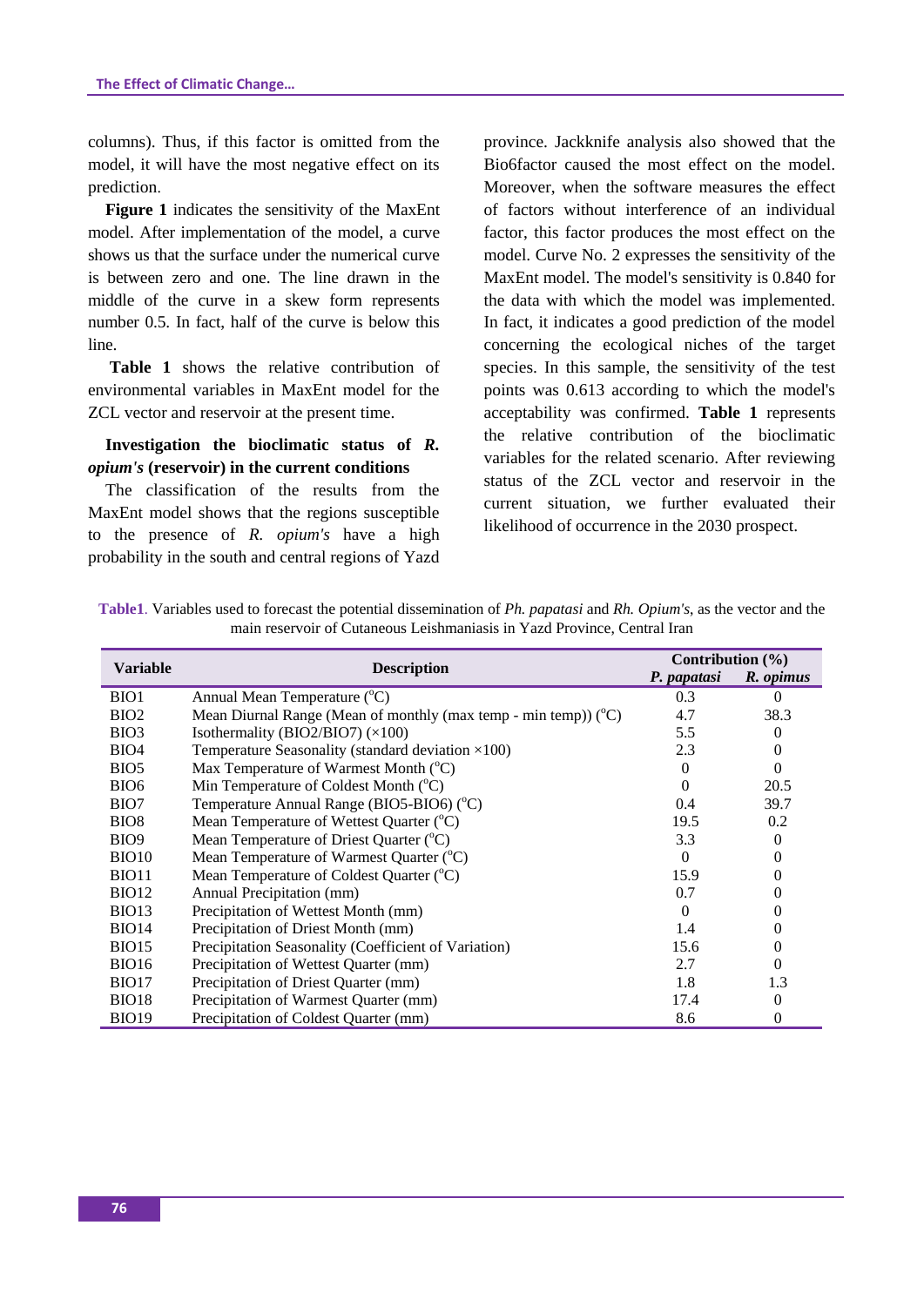columns). Thus, if this factor is omitted from the model, it will have the most negative effect on its prediction.

**Figure 1** indicates the sensitivity of the MaxEnt model. After implementation of the model, a curve shows us that the surface under the numerical curve is between zero and one. The line drawn in the middle of the curve in a skew form represents number 0.5. In fact, half of the curve is below this line.

**Table 1** shows the relative contribution of environmental variables in MaxEnt model for the ZCL vector and reservoir at the present time.

**Investigation the bioclimatic status of *R. opium's* (reservoir) in the current conditions**

The classification of the results from the MaxEnt model shows that the regions susceptible to the presence of *R. opium's* have a high probability in the south and central regions of Yazd province. Jackknife analysis also showed that the Bio6factor caused the most effect on the model. Moreover, when the software measures the effect of factors without interference of an individual factor, this factor produces the most effect on the model. Curve No. 2 expresses the sensitivity of the MaxEnt model. The model's sensitivity is 0.840 for the data with which the model was implemented. In fact, it indicates a good prediction of the model concerning the ecological niches of the target species. In this sample, the sensitivity of the test points was 0.613 according to which the model's acceptability was confirmed. **Table 1** represents the relative contribution of the bioclimatic variables for the related scenario. After reviewing status of the ZCL vector and reservoir in the current situation, we further evaluated their likelihood of occurrence in the 2030 prospect.

**Table1**. Variables used to forecast the potential dissemination of *Ph. papatasi* and *Rh. Opium's*, as the vector and the main reservoir of Cutaneous Leishmaniasis in Yazd Province, Central Iran

| Variable | Description | Contribution (%) | |
|---|---|---|---|
| | | *P. papatasi* | *R. opimus* |
| BIO1 | Annual Mean Temperature (°C) | 0.3 | 0 |
| BIO2 | Mean Diurnal Range (Mean of monthly (max temp - min temp)) (°C) | 4.7 | 38.3 |
| BIO3 | Isothermality (BIO2/BIO7) (×100) | 5.5 | 0 |
| BIO4 | Temperature Seasonality (standard deviation ×100) | 2.3 | 0 |
| BIO5 | Max Temperature of Warmest Month (°C) | 0 | 0 |
| BIO6 | Min Temperature of Coldest Month (°C) | 0 | 20.5 |
| BIO7 | Temperature Annual Range (BIO5-BIO6) (°C) | 0.4 | 39.7 |
| BIO8 | Mean Temperature of Wettest Quarter (°C) | 19.5 | 0.2 |
| BIO9 | Mean Temperature of Driest Quarter (°C) | 3.3 | 0 |
| BIO10 | Mean Temperature of Warmest Quarter (°C) | 0 | 0 |
| BIO11 | Mean Temperature of Coldest Quarter (°C) | 15.9 | 0 |
| BIO12 | Annual Precipitation (mm) | 0.7 | 0 |
| BIO13 | Precipitation of Wettest Month (mm) | 0 | 0 |
| BIO14 | Precipitation of Driest Month (mm) | 1.4 | 0 |
| BIO15 | Precipitation Seasonality (Coefficient of Variation) | 15.6 | 0 |
| BIO16 | Precipitation of Wettest Quarter (mm) | 2.7 | 0 |
| BIO17 | Precipitation of Driest Quarter (mm) | 1.8 | 1.3 |
| BIO18 | Precipitation of Warmest Quarter (mm) | 17.4 | 0 |
| BIO19 | Precipitation of Coldest Quarter (mm) | 8.6 | 0 |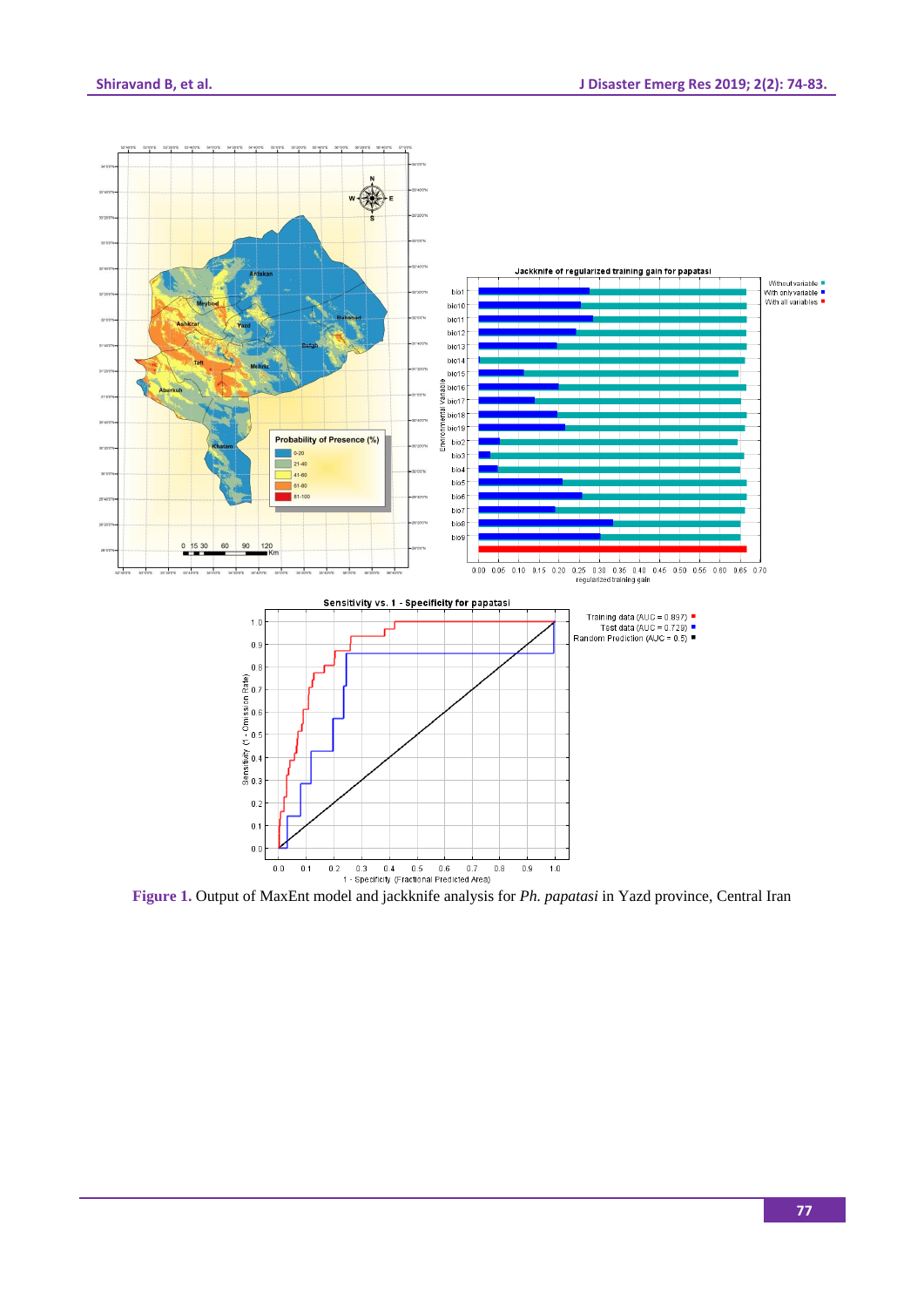**Figure 1.** Output of MaxEnt model and jackknife analysis for *Ph. papatasi* in Yazd province, Central Iran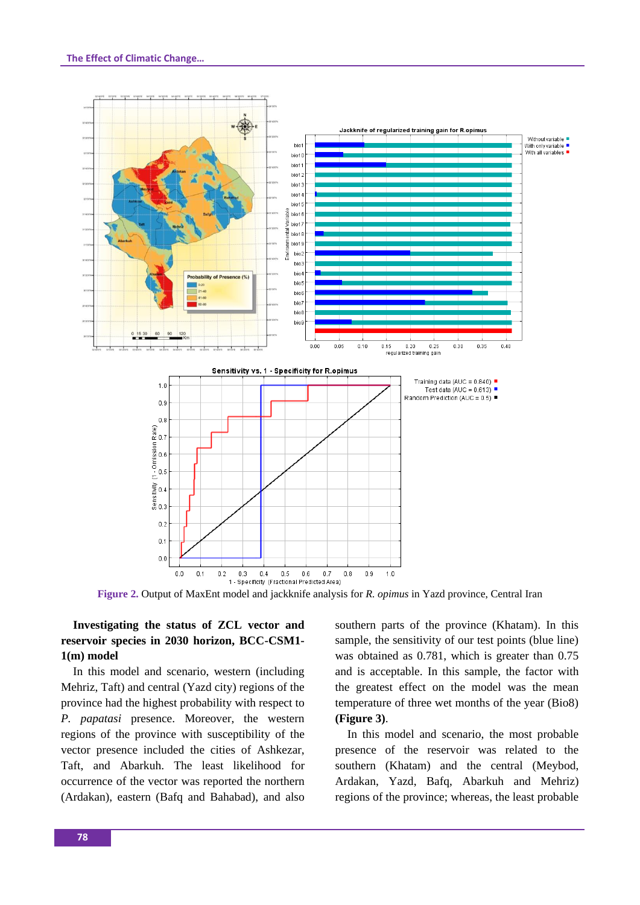**Figure 2.** Output of MaxEnt model and jackknife analysis for *R. opimus* in Yazd province, Central Iran

**Investigating the status of ZCL vector and reservoir species in 2030 horizon, BCC-CSM1-1(m) model**

In this model and scenario, western (including Mehriz, Taft) and central (Yazd city) regions of the province had the highest probability with respect to *P. papatasi* presence. Moreover, the western regions of the province with susceptibility of the vector presence included the cities of Ashkezar, Taft, and Abarkuh. The least likelihood for occurrence of the vector was reported the northern (Ardakan), eastern (Bafq and Bahabad), and also southern parts of the province (Khatam). In this sample, the sensitivity of our test points (blue line) was obtained as 0.781, which is greater than 0.75 and is acceptable. In this sample, the factor with the greatest effect on the model was the mean temperature of three wet months of the year (Bio8) **(Figure 3)**.

In this model and scenario, the most probable presence of the reservoir was related to the southern (Khatam) and the central (Meybod, Ardakan, Yazd, Bafq, Abarkuh and Mehriz) regions of the province; whereas, the least probable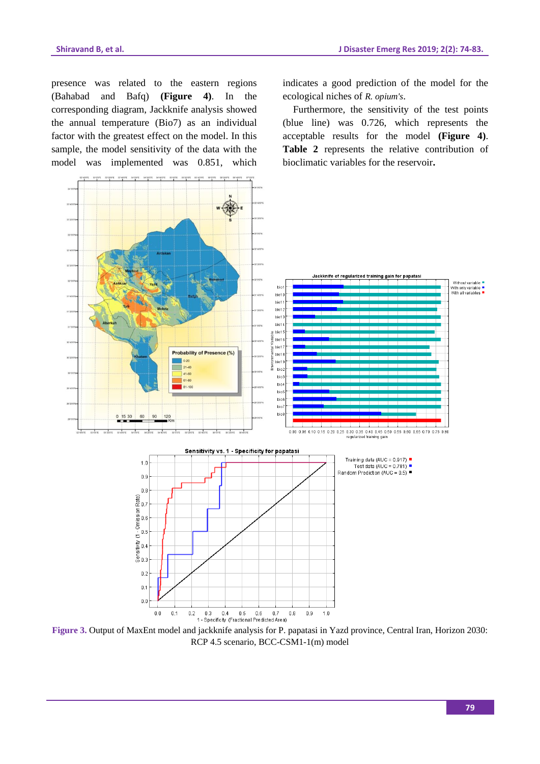presence was related to the eastern regions (Bahabad and Bafq) **(Figure 4)**. In the corresponding diagram, Jackknife analysis showed the annual temperature (Bio7) as an individual factor with the greatest effect on the model. In this sample, the model sensitivity of the data with the model was implemented was 0.851, which indicates a good prediction of the model for the ecological niches of *R. opium's*.

Furthermore, the sensitivity of the test points (blue line) was 0.726, which represents the acceptable results for the model **(Figure 4)**. **Table 2** represents the relative contribution of bioclimatic variables for the reservoir**.**

**Figure 3.** Output of MaxEnt model and jackknife analysis for P. papatasi in Yazd province, Central Irean, Horizon 2030: RCP 4.5 scenario, BCC-CSM1-1(m) model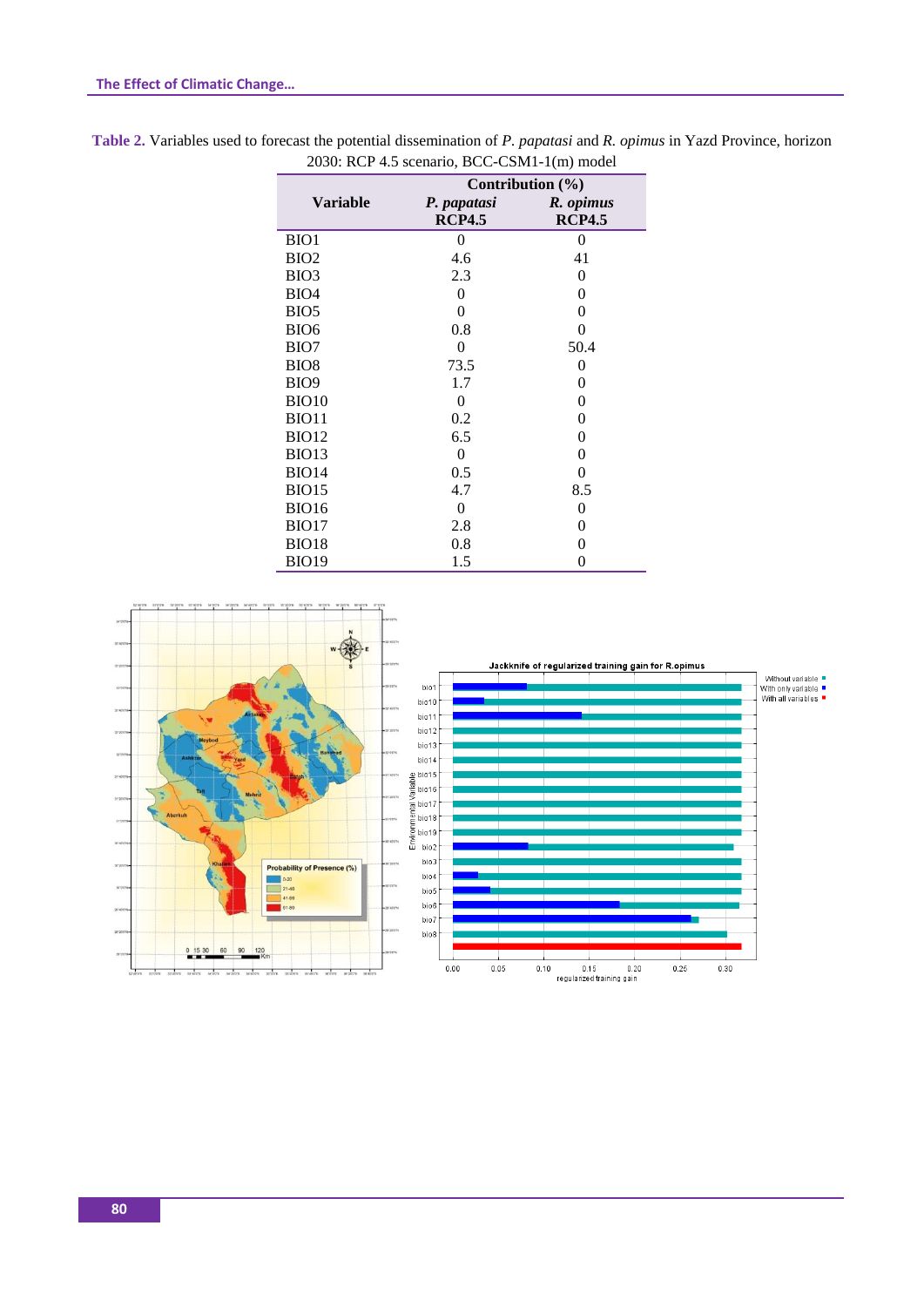**Table 2.** Variables used to forecast the potential dissemination of *P. papatasi* and *R. opimus* in Yazd Province, horizon 2030: RCP 4.5 scenario, BCC-CSM1-1(m) model

| Variable | Contribution (%) | |
|---|---|---|
| | *P. papatasi* RCP4.5 | *R. opimus* RCP4.5 |
| BIO1 | 0 | 0 |
| BIO2 | 4.6 | 41 |
| BIO3 | 2.3 | 0 |
| BIO4 | 0 | 0 |
| BIO5 | 0 | 0 |
| BIO6 | 0.8 | 0 |
| BIO7 | 0 | 50.4 |
| BIO8 | 73.5 | 0 |
| BIO9 | 1.7 | 0 |
| BIO10 | 0 | 0 |
| BIO11 | 0.2 | 0 |
| BIO12 | 6.5 | 0 |
| BIO13 | 0 | 0 |
| BIO14 | 0.5 | 0 |
| BIO15 | 4.7 | 8.5 |
| BIO16 | 0 | 0 |
| BIO17 | 2.8 | 0 |
| BIO18 | 0.8 | 0 |
| BIO19 | 1.5 | 0 |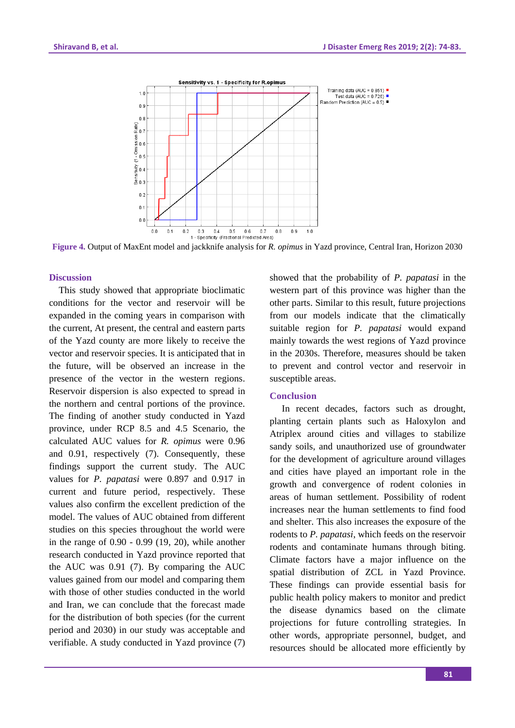Figure 4. Output of MaxEnt model and jackknife analysis for *R. opimus* in Yazd province, Central Iran, Horizon 2030

## Discussion

This study showed that appropriate bioclimatic conditions for the vector and reservoir will be expanded in the coming years in comparison with the current, At present, the central and eastern parts of the Yazd county are more likely to receive the vector and reservoir species. It is anticipated that in the future, will be observed an increase in the presence of the vector in the western regions. Reservoir dispersion is also expected to spread in the northern and central portions of the province. The finding of another study conducted in Yazd province, under RCP 8.5 and 4.5 Scenario, the calculated AUC values for *R. opimus* were 0.96 and 0.91, respectively (7). Consequently, these findings support the current study. The AUC values for *P. papatasi* were 0.897 and 0.917 in current and future period, respectively. These values also confirm the excellent prediction of the model. The values of AUC obtained from different studies on this species throughout the world were in the range of 0.90 - 0.99 (19, 20), while another research conducted in Yazd province reported that the AUC was 0.91 (7). By comparing the AUC values gained from our model and comparing them with those of other studies conducted in the world and Iran, we can conclude that the forecast made for the distribution of both species (for the current period and 2030) in our study was acceptable and verifiable. A study conducted in Yazd province (7) showed that the probability of *P. papatasi* in the western part of this province was higher than the other parts. Similar to this result, future projections from our models indicate that the climatically suitable region for *P. papatasi* would expand mainly towards the west regions of Yazd province in the 2030s. Therefore, measures should be taken to prevent and control vector and reservoir in susceptible areas.

## Conclusion

In recent decades, factors such as drought, planting certain plants such as Haloxylon and Atriplex around cities and villages to stabilize sandy soils, and unauthorized use of groundwater for the development of agriculture around villages and cities have played an important role in the growth and convergence of rodent colonies in areas of human settlement. Possibility of rodent increases near the human settlements to find food and shelter. This also increases the exposure of the rodents to *P. papatasi*, which feeds on the reservoir rodents and contaminate humans through biting. Climate factors have a major influence on the spatial distribution of ZCL in Yazd Province. These findings can provide essential basis for public health policy makers to monitor and predict the disease dynamics based on the climate projections for future controlling strategies. In other words, appropriate personnel, budget, and resources should be allocated more efficiently by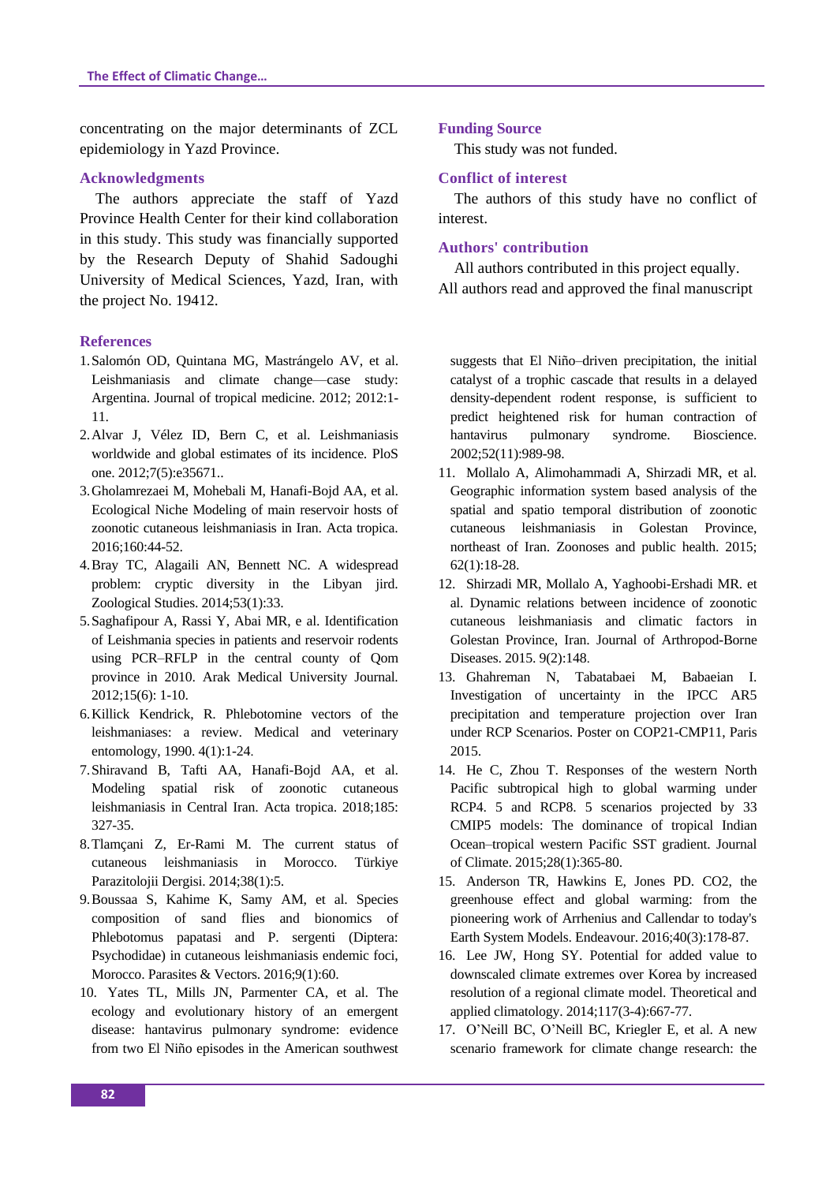concentrating on the major determinants of ZCL epidemiology in Yazd Province.

## Acknowledgments

The authors appreciate the staff of Yazd Province Health Center for their kind collaboration in this study. This study was financially supported by the Research Deputy of Shahid Sadoughi University of Medical Sciences, Yazd, Iran, with the project No. 19412.

## Funding Source

This study was not funded.

## Conflict of interest

The authors of this study have no conflict of interest.

## Authors' contribution

All authors contributed in this project equally. All authors read and approved the final manuscript

## References

1. Salomón OD, Quintana MG, Mastrángelo AV, et al. Leishmaniasis and climate change—case study: Argentina. Journal of tropical medicine. 2012; 2012:1-11.
2. Alvar J, Vélez ID, Bern C, et al. Leishmaniasis worldwide and global estimates of its incidence. PloS one. 2012;7(5):e35671..
3. Gholamrezaei M, Mohebali M, Hanafi-Bojd AA, et al. Ecological Niche Modeling of main reservoir hosts of zoonotic cutaneous leishmaniasis in Iran. Acta tropica. 2016;160:44-52.
4. Bray TC, Alagaili AN, Bennett NC. A widespread problem: cryptic diversity in the Libyan jird. Zoological Studies. 2014;53(1):33.
5. Saghafipour A, Rassi Y, Abai MR, e al. Identification of Leishmania species in patients and reservoir rodents using PCR–RFLP in the central county of Qom province in 2010. Arak Medical University Journal. 2012;15(6): 1-10.
6. Killick Kendrick, R. Phlebotomine vectors of the leishmaniases: a review. Medical and veterinary entomology, 1990. 4(1):1-24.
7. Shiravand B, Tafti AA, Hanafi-Bojd AA, et al. Modeling spatial risk of zoonotic cutaneous leishmaniasis in Central Iran. Acta tropica. 2018;185: 327-35.
8. Tlamçani Z, Er-Rami M. The current status of cutaneous leishmaniasis in Morocco. Türkiye Parazitolojii Dergisi. 2014;38(1):5.
9. Boussaa S, Kahime K, Samy AM, et al. Species composition of sand flies and bionomics of Phlebotomus papatasi and P. sergenti (Diptera: Psychodidae) in cutaneous leishmaniasis endemic foci, Morocco. Parasites & Vectors. 2016;9(1):60.
10. Yates TL, Mills JN, Parmenter CA, et al. The ecology and evolutionary history of an emergent disease: hantavirus pulmonary syndrome: evidence from two El Niño episodes in the American southwest suggests that El Niño–driven precipitation, the initial catalyst of a trophic cascade that results in a delayed density-dependent rodent response, is sufficient to predict heightened risk for human contraction of hantavirus pulmonary syndrome. Bioscience. 2002;52(11):989-98.
11. Mollalo A, Alimohammadi A, Shirzadi MR, et al. Geographic information system based analysis of the spatial and spatio temporal distribution of zoonotic cutaneous leishmaniasis in Golestan Province, northeast of Iran. Zoonoses and public health. 2015; 62(1):18-28.
12. Shirzadi MR, Mollalo A, Yaghoobi-Ershadi MR. et al. Dynamic relations between incidence of zoonotic cutaneous leishmaniasis and climatic factors in Golestan Province, Iran. Journal of Arthropod-Borne Diseases. 2015. 9(2):148.
13. Ghahreman N, Tabatabaei M, Babaeian I. Investigation of uncertainty in the IPCC AR5 precipitation and temperature projection over Iran under RCP Scenarios. Poster on COP21-CMP11, Paris 2015.
14. He C, Zhou T. Responses of the western North Pacific subtropical high to global warming under RCP4. 5 and RCP8. 5 scenarios projected by 33 CMIP5 models: The dominance of tropical Indian Ocean–tropical western Pacific SST gradient. Journal of Climate. 2015;28(1):365-80.
15. Anderson TR, Hawkins E, Jones PD. CO2, the greenhouse effect and global warming: from the pioneering work of Arrhenius and Callendar to today's Earth System Models. Endeavour. 2016;40(3):178-87.
16. Lee JW, Hong SY. Potential for added value to downscaled climate extremes over Korea by increased resolution of a regional climate model. Theoretical and applied climatology. 2014;117(3-4):667-77.
17. O'Neill BC, O'Neill BC, Kriegler E, et al. A new scenario framework for climate change research: the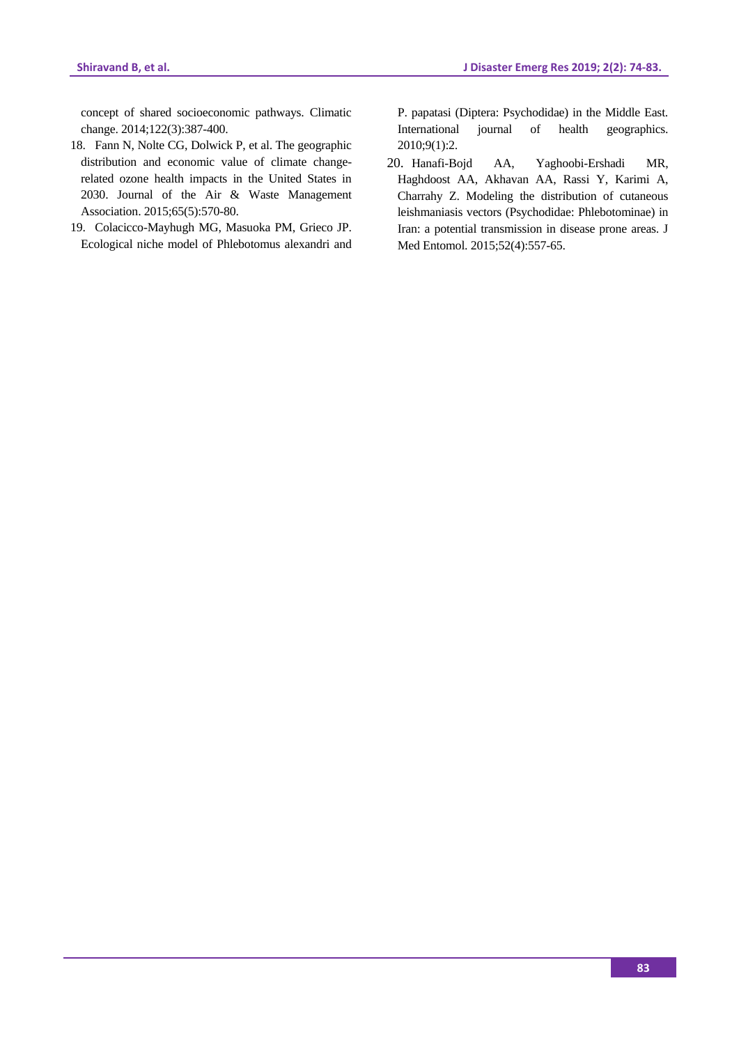concept of shared socioeconomic pathways. Climatic change. 2014;122(3):387-400.

18. Fann N, Nolte CG, Dolwick P, et al. The geographic distribution and economic value of climate change-related ozone health impacts in the United States in 2030. Journal of the Air & Waste Management Association. 2015;65(5):570-80.
19. Colacicco-Mayhugh MG, Masuoka PM, Grieco JP. Ecological niche model of Phlebotomus alexandri and P. papatasi (Diptera: Psychodidae) in the Middle East. International journal of health geographics. 2010;9(1):2.
20. Hanafi-Bojd AA, Yaghoobi-Ershadi MR, Haghdoost AA, Akhavan AA, Rassi Y, Karimi A, Charrahy Z. Modeling the distribution of cutaneous leishmaniasis vectors (Psychodidae: Phlebotominae) in Iran: a potential transmission in disease prone areas. J Med Entomol. 2015;52(4):557-65.